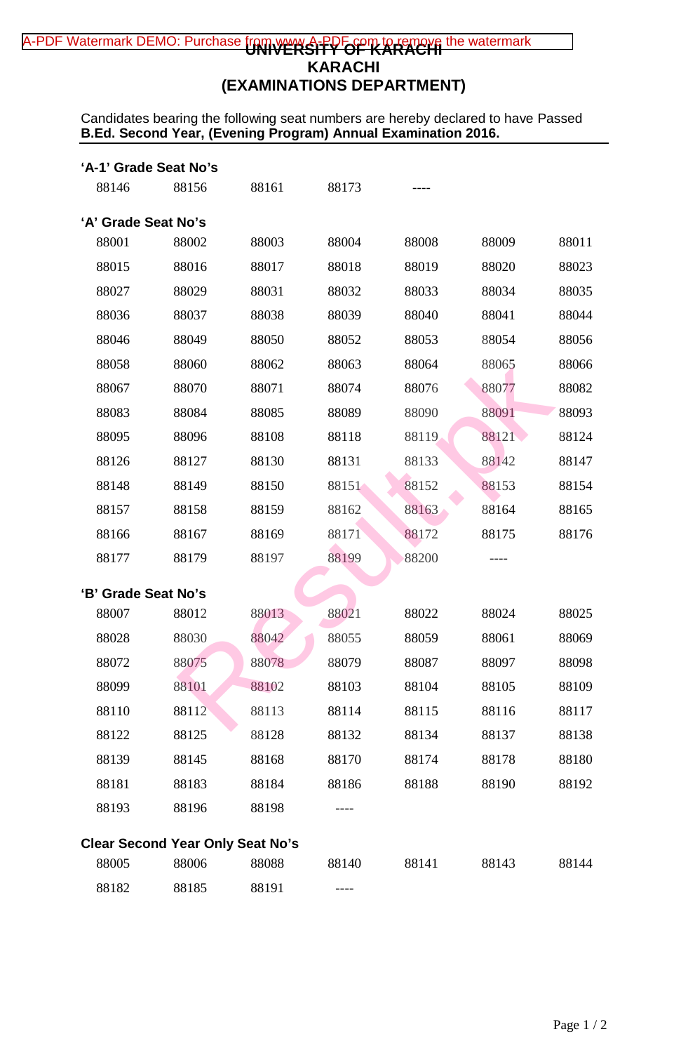# UNIVERSITY OF KARACHI
## KARACHI
## (EXAMINATIONS DEPARTMENT)

Candidates bearing the following seat numbers are hereby declared to have Passed **B.Ed. Second Year, (Evening Program) Annual Examination 2016.**

**'A-1' Grade Seat No's**

| | | | | |
|---|---|---|---|---|
| 88146 | 88156 | 88161 | 88173 | ---- |

**'A' Grade Seat No's**

| | | | | | | |
|---|---|---|---|---|---|---|
| 88001 | 88002 | 88003 | 88004 | 88008 | 88009 | 88011 |
| 88015 | 88016 | 88017 | 88018 | 88019 | 88020 | 88023 |
| 88027 | 88029 | 88031 | 88032 | 88033 | 88034 | 88035 |
| 88036 | 88037 | 88038 | 88039 | 88040 | 88041 | 88044 |
| 88046 | 88049 | 88050 | 88052 | 88053 | 88054 | 88056 |
| 88058 | 88060 | 88062 | 88063 | 88064 | 88065 | 88066 |
| 88067 | 88070 | 88071 | 88074 | 88076 | 88077 | 88082 |
| 88083 | 88084 | 88085 | 88089 | 88090 | 88091 | 88093 |
| 88095 | 88096 | 88108 | 88118 | 88119 | 88121 | 88124 |
| 88126 | 88127 | 88130 | 88131 | 88133 | 88142 | 88147 |
| 88148 | 88149 | 88150 | 88151 | 88152 | 88153 | 88154 |
| 88157 | 88158 | 88159 | 88162 | 88163 | 88164 | 88165 |
| 88166 | 88167 | 88169 | 88171 | 88172 | 88175 | 88176 |
| 88177 | 88179 | 88197 | 88199 | 88200 | ---- | |

**'B' Grade Seat No's**

| | | | | | | |
|---|---|---|---|---|---|---|
| 88007 | 88012 | 88013 | 88021 | 88022 | 88024 | 88025 |
| 88028 | 88030 | 88042 | 88055 | 88059 | 88061 | 88069 |
| 88072 | 88075 | 88078 | 88079 | 88087 | 88097 | 88098 |
| 88099 | 88101 | 88102 | 88103 | 88104 | 88105 | 88109 |
| 88110 | 88112 | 88113 | 88114 | 88115 | 88116 | 88117 |
| 88122 | 88125 | 88128 | 88132 | 88134 | 88137 | 88138 |
| 88139 | 88145 | 88168 | 88170 | 88174 | 88178 | 88180 |
| 88181 | 88183 | 88184 | 88186 | 88188 | 88190 | 88192 |
| 88193 | 88196 | 88198 | ---- | | | |

**Clear Second Year Only Seat No's**

| | | | | | | |
|---|---|---|---|---|---|---|
| 88005 | 88006 | 88088 | 88140 | 88141 | 88143 | 88144 |
| 88182 | 88185 | 88191 | ---- | | | |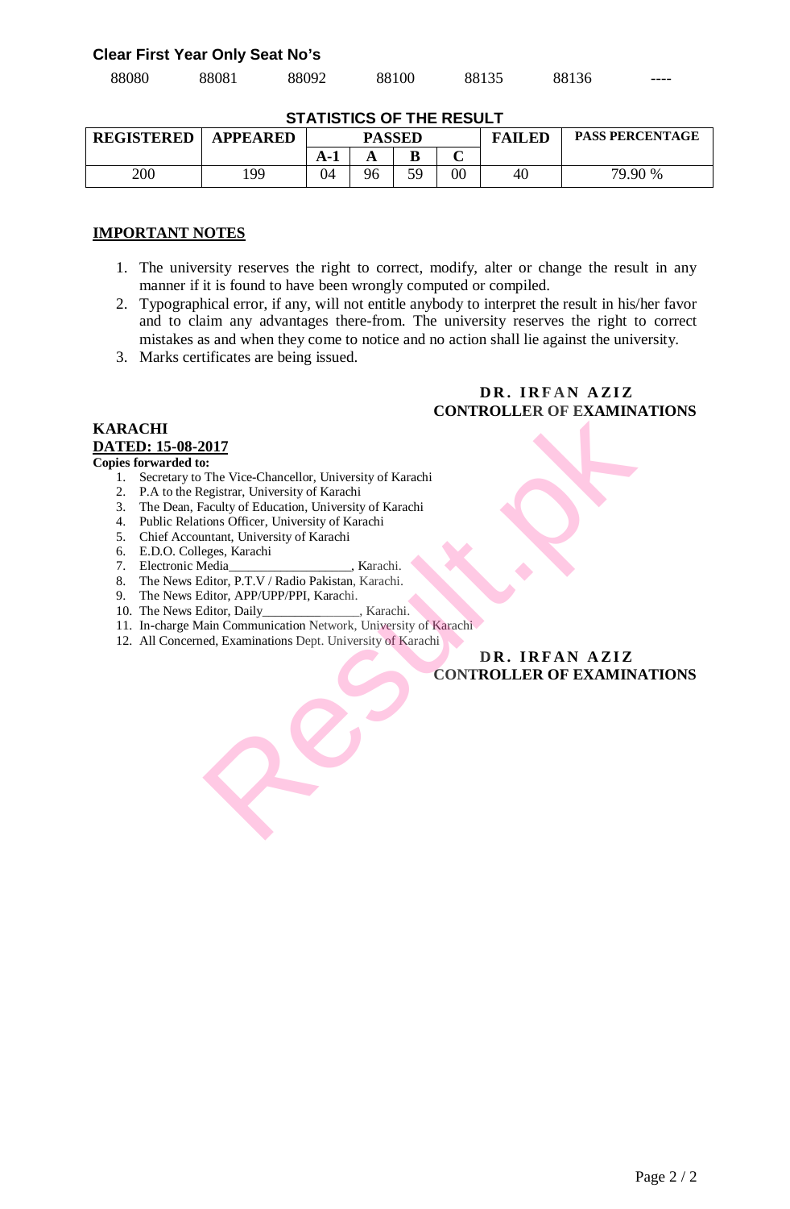**Clear First Year Only Seat No's**

| | | | | | | |
|---|---|---|---|---|---|---|
| 88080 | 88081 | 88092 | 88100 | 88135 | 88136 | ---- |

**STATISTICS OF THE RESULT**

| REGISTERED | APPEARED | PASSED | | | | FAILED | PASS PERCENTAGE |
|---|---|---|---|---|---|---|---|
| | | A-1 | A | B | C | | |
| 200 | 199 | 04 | 96 | 59 | 00 | 40 | 79.90 % |

**IMPORTANT NOTES**

1. The university reserves the right to correct, modify, alter or change the result in any manner if it is found to have been wrongly computed or compiled.
2. Typographical error, if any, will not entitle anybody to interpret the result in his/her favor and to claim any advantages there-from. The university reserves the right to correct mistakes as and when they come to notice and no action shall lie against the university.
3. Marks certificates are being issued.

**DR. IRFAN AZIZ**
**CONTROLLER OF EXAMINATIONS**

**KARACHI**
**DATED: 15-08-2017**

**Copies forwarded to:**

1. Secretary to The Vice-Chancellor, University of Karachi
2. P.A to the Registrar, University of Karachi
3. The Dean, Faculty of Education, University of Karachi
4. Public Relations Officer, University of Karachi
5. Chief Accountant, University of Karachi
6. E.D.O. Colleges, Karachi
7. Electronic Media___________________, Karachi.
8. The News Editor, P.T.V / Radio Pakistan, Karachi.
9. The News Editor, APP/UPP/PPI, Karachi.
10. The News Editor, Daily_______________, Karachi.
11. In-charge Main Communication Network, University of Karachi
12. All Concerned, Examinations Dept. University of Karachi

**DR. IRFAN AZIZ**
**CONTROLLER OF EXAMINATIONS**